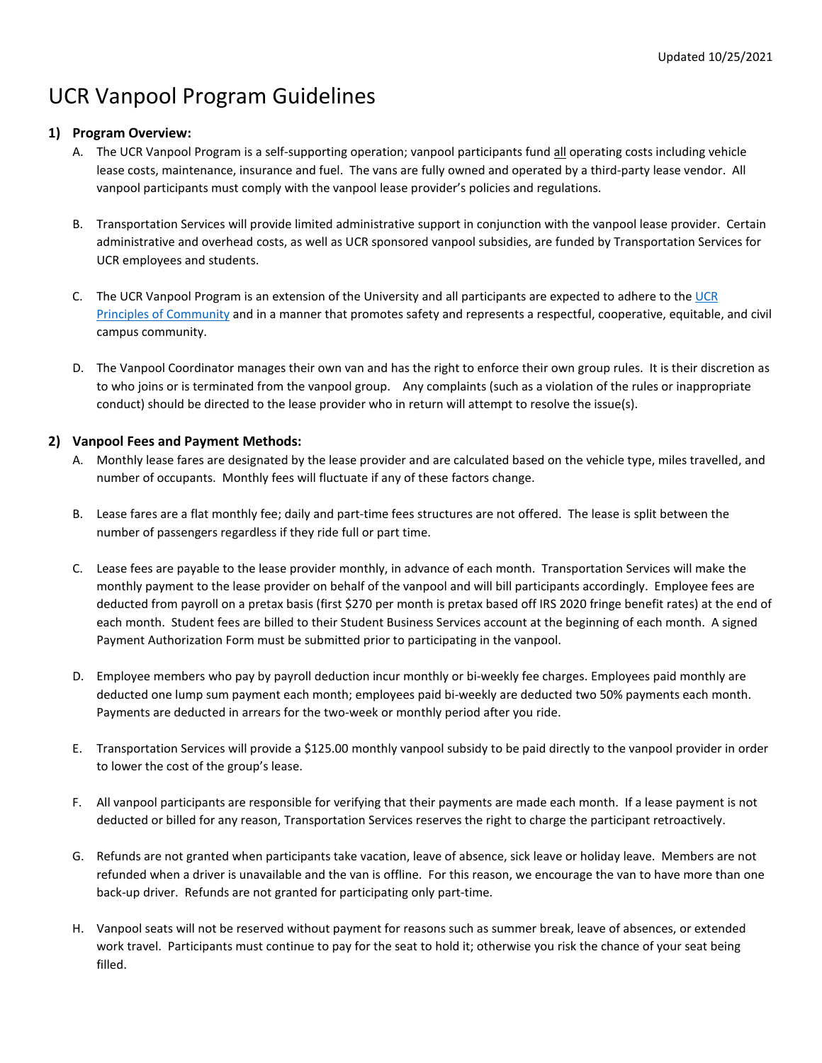Updated 10/25/2021

# UCR Vanpool Program Guidelines

## 1) Program Overview:

A. The UCR Vanpool Program is a self-supporting operation; vanpool participants fund all operating costs including vehicle lease costs, maintenance, insurance and fuel. The vans are fully owned and operated by a third-party lease vendor. All vanpool participants must comply with the vanpool lease provider's policies and regulations.

B. Transportation Services will provide limited administrative support in conjunction with the vanpool lease provider. Certain administrative and overhead costs, as well as UCR sponsored vanpool subsidies, are funded by Transportation Services for UCR employees and students.

C. The UCR Vanpool Program is an extension of the University and all participants are expected to adhere to the UCR Principles of Community and in a manner that promotes safety and represents a respectful, cooperative, equitable, and civil campus community.

D. The Vanpool Coordinator manages their own van and has the right to enforce their own group rules. It is their discretion as to who joins or is terminated from the vanpool group. Any complaints (such as a violation of the rules or inappropriate conduct) should be directed to the lease provider who in return will attempt to resolve the issue(s).

## 2) Vanpool Fees and Payment Methods:

A. Monthly lease fares are designated by the lease provider and are calculated based on the vehicle type, miles travelled, and number of occupants. Monthly fees will fluctuate if any of these factors change.

B. Lease fares are a flat monthly fee; daily and part-time fees structures are not offered. The lease is split between the number of passengers regardless if they ride full or part time.

C. Lease fees are payable to the lease provider monthly, in advance of each month. Transportation Services will make the monthly payment to the lease provider on behalf of the vanpool and will bill participants accordingly. Employee fees are deducted from payroll on a pretax basis (first $270 per month is pretax based off IRS 2020 fringe benefit rates) at the end of each month. Student fees are billed to their Student Business Services account at the beginning of each month. A signed Payment Authorization Form must be submitted prior to participating in the vanpool.

D. Employee members who pay by payroll deduction incur monthly or bi-weekly fee charges. Employees paid monthly are deducted one lump sum payment each month; employees paid bi-weekly are deducted two 50% payments each month. Payments are deducted in arrears for the two-week or monthly period after you ride.

E. Transportation Services will provide a $125.00 monthly vanpool subsidy to be paid directly to the vanpool provider in order to lower the cost of the group's lease.

F. All vanpool participants are responsible for verifying that their payments are made each month. If a lease payment is not deducted or billed for any reason, Transportation Services reserves the right to charge the participant retroactively.

G. Refunds are not granted when participants take vacation, leave of absence, sick leave or holiday leave. Members are not refunded when a driver is unavailable and the van is offline. For this reason, we encourage the van to have more than one back-up driver. Refunds are not granted for participating only part-time.

H. Vanpool seats will not be reserved without payment for reasons such as summer break, leave of absences, or extended work travel. Participants must continue to pay for the seat to hold it; otherwise you risk the chance of your seat being filled.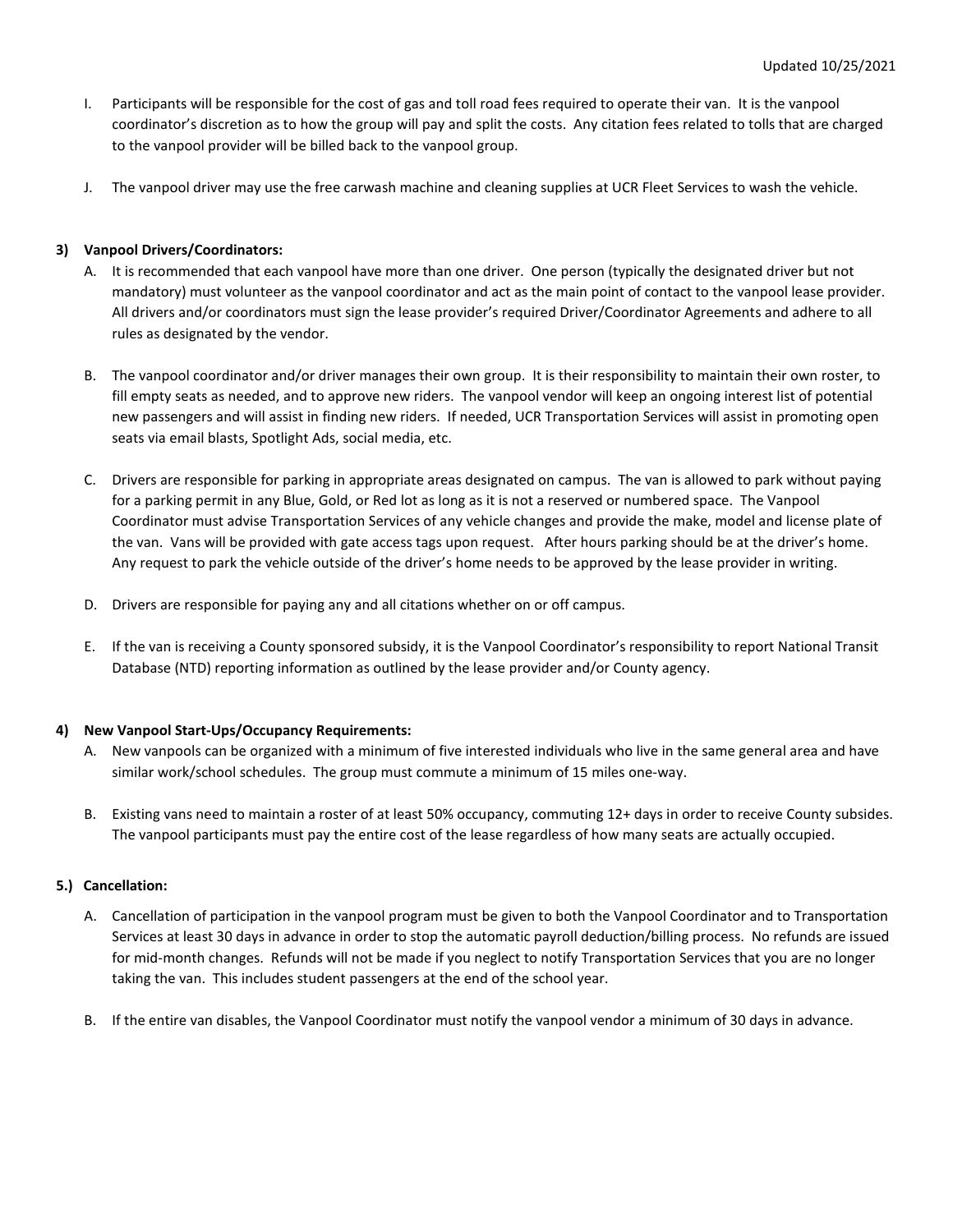I. Participants will be responsible for the cost of gas and toll road fees required to operate their van. It is the vanpool coordinator's discretion as to how the group will pay and split the costs. Any citation fees related to tolls that are charged to the vanpool provider will be billed back to the vanpool group.

J. The vanpool driver may use the free carwash machine and cleaning supplies at UCR Fleet Services to wash the vehicle.

**3) Vanpool Drivers/Coordinators:**

A. It is recommended that each vanpool have more than one driver. One person (typically the designated driver but not mandatory) must volunteer as the vanpool coordinator and act as the main point of contact to the vanpool lease provider. All drivers and/or coordinators must sign the lease provider's required Driver/Coordinator Agreements and adhere to all rules as designated by the vendor.

B. The vanpool coordinator and/or driver manages their own group. It is their responsibility to maintain their own roster, to fill empty seats as needed, and to approve new riders. The vanpool vendor will keep an ongoing interest list of potential new passengers and will assist in finding new riders. If needed, UCR Transportation Services will assist in promoting open seats via email blasts, Spotlight Ads, social media, etc.

C. Drivers are responsible for parking in appropriate areas designated on campus. The van is allowed to park without paying for a parking permit in any Blue, Gold, or Red lot as long as it is not a reserved or numbered space. The Vanpool Coordinator must advise Transportation Services of any vehicle changes and provide the make, model and license plate of the van. Vans will be provided with gate access tags upon request. After hours parking should be at the driver's home. Any request to park the vehicle outside of the driver's home needs to be approved by the lease provider in writing.

D. Drivers are responsible for paying any and all citations whether on or off campus.

E. If the van is receiving a County sponsored subsidy, it is the Vanpool Coordinator's responsibility to report National Transit Database (NTD) reporting information as outlined by the lease provider and/or County agency.

**4) New Vanpool Start-Ups/Occupancy Requirements:**

A. New vanpools can be organized with a minimum of five interested individuals who live in the same general area and have similar work/school schedules. The group must commute a minimum of 15 miles one-way.

B. Existing vans need to maintain a roster of at least 50% occupancy, commuting 12+ days in order to receive County subsides. The vanpool participants must pay the entire cost of the lease regardless of how many seats are actually occupied.

**5.) Cancellation:**

A. Cancellation of participation in the vanpool program must be given to both the Vanpool Coordinator and to Transportation Services at least 30 days in advance in order to stop the automatic payroll deduction/billing process. No refunds are issued for mid-month changes. Refunds will not be made if you neglect to notify Transportation Services that you are no longer taking the van. This includes student passengers at the end of the school year.

B. If the entire van disables, the Vanpool Coordinator must notify the vanpool vendor a minimum of 30 days in advance.